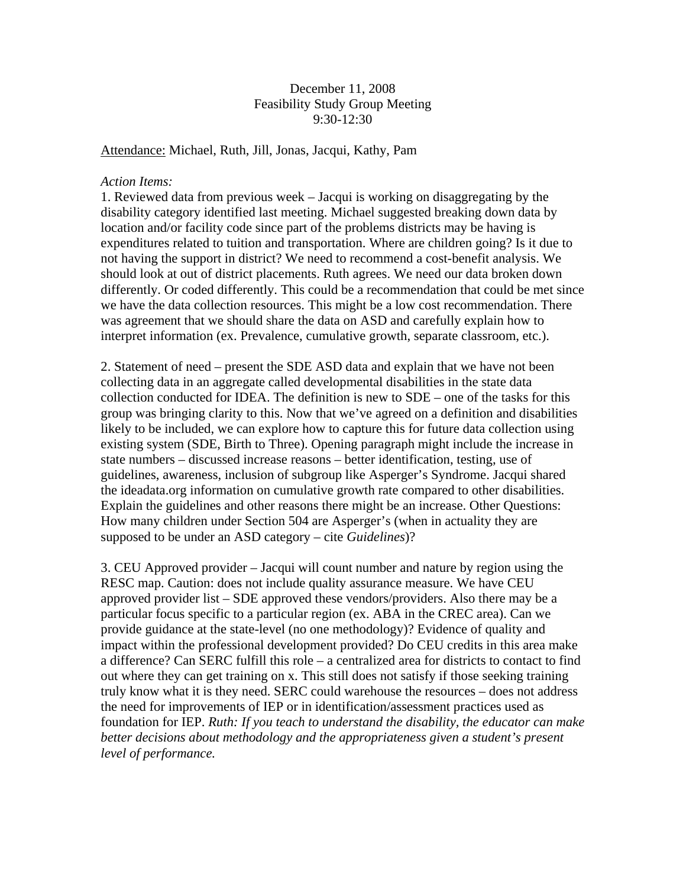December 11, 2008
Feasibility Study Group Meeting
9:30-12:30

<u>Attendance:</u> Michael, Ruth, Jill, Jonas, Jacqui, Kathy, Pam

*Action Items:*

1. Reviewed data from previous week – Jacqui is working on disaggregating by the disability category identified last meeting. Michael suggested breaking down data by location and/or facility code since part of the problems districts may be having is expenditures related to tuition and transportation. Where are children going? Is it due to not having the support in district? We need to recommend a cost-benefit analysis. We should look at out of district placements. Ruth agrees. We need our data broken down differently. Or coded differently. This could be a recommendation that could be met since we have the data collection resources. This might be a low cost recommendation. There was agreement that we should share the data on ASD and carefully explain how to interpret information (ex. Prevalence, cumulative growth, separate classroom, etc.).

2. Statement of need – present the SDE ASD data and explain that we have not been collecting data in an aggregate called developmental disabilities in the state data collection conducted for IDEA. The definition is new to SDE – one of the tasks for this group was bringing clarity to this. Now that we've agreed on a definition and disabilities likely to be included, we can explore how to capture this for future data collection using existing system (SDE, Birth to Three). Opening paragraph might include the increase in state numbers – discussed increase reasons – better identification, testing, use of guidelines, awareness, inclusion of subgroup like Asperger's Syndrome. Jacqui shared the ideadata.org information on cumulative growth rate compared to other disabilities. Explain the guidelines and other reasons there might be an increase. Other Questions: How many children under Section 504 are Asperger's (when in actuality they are supposed to be under an ASD category – cite *Guidelines*)?

3. CEU Approved provider – Jacqui will count number and nature by region using the RESC map. Caution: does not include quality assurance measure. We have CEU approved provider list – SDE approved these vendors/providers. Also there may be a particular focus specific to a particular region (ex. ABA in the CREC area). Can we provide guidance at the state-level (no one methodology)? Evidence of quality and impact within the professional development provided? Do CEU credits in this area make a difference? Can SERC fulfill this role – a centralized area for districts to contact to find out where they can get training on x. This still does not satisfy if those seeking training truly know what it is they need. SERC could warehouse the resources – does not address the need for improvements of IEP or in identification/assessment practices used as foundation for IEP. *Ruth: If you teach to understand the disability, the educator can make better decisions about methodology and the appropriateness given a student's present level of performance.*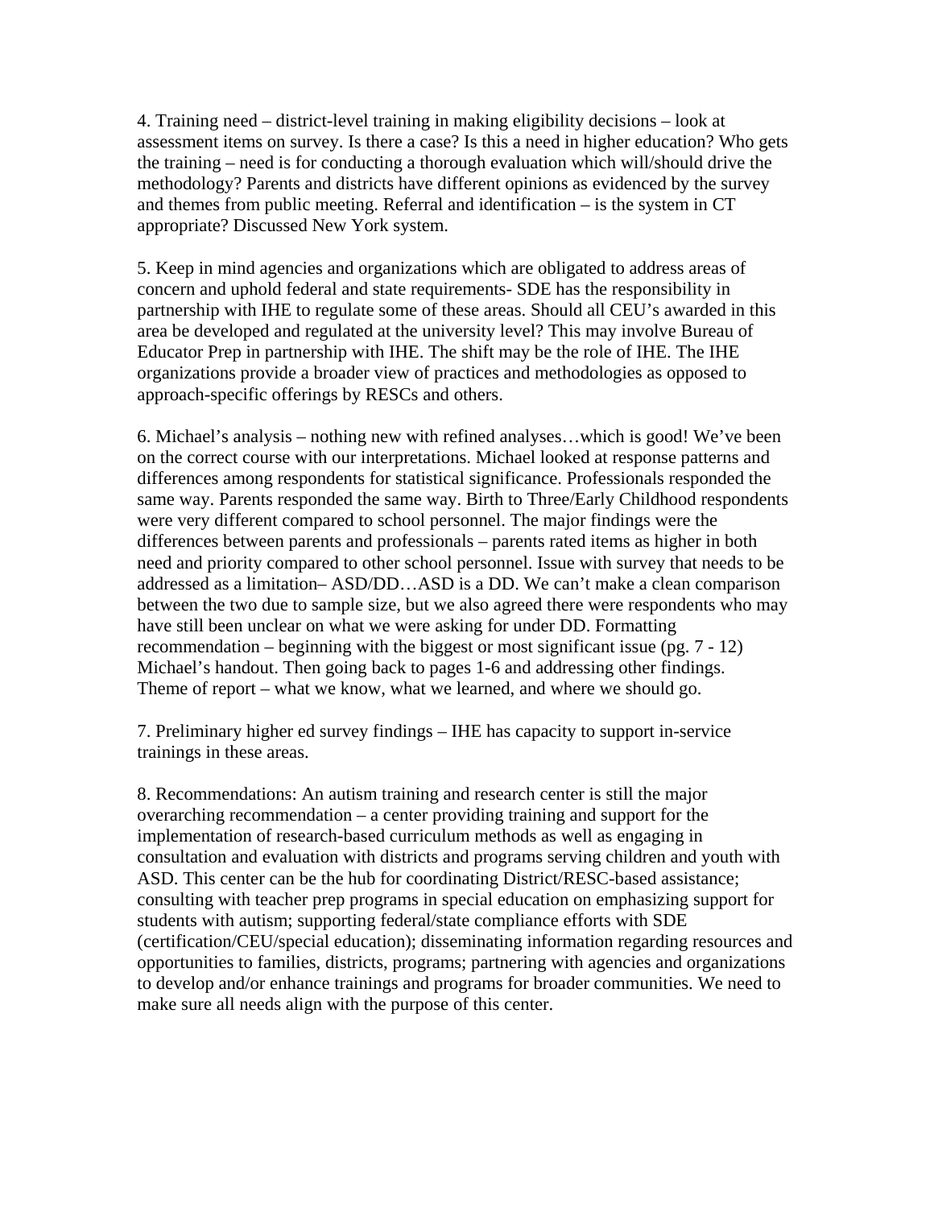4. Training need – district-level training in making eligibility decisions – look at assessment items on survey. Is there a case? Is this a need in higher education? Who gets the training – need is for conducting a thorough evaluation which will/should drive the methodology? Parents and districts have different opinions as evidenced by the survey and themes from public meeting. Referral and identification – is the system in CT appropriate? Discussed New York system.

5. Keep in mind agencies and organizations which are obligated to address areas of concern and uphold federal and state requirements- SDE has the responsibility in partnership with IHE to regulate some of these areas. Should all CEU's awarded in this area be developed and regulated at the university level? This may involve Bureau of Educator Prep in partnership with IHE. The shift may be the role of IHE. The IHE organizations provide a broader view of practices and methodologies as opposed to approach-specific offerings by RESCs and others.

6. Michael's analysis – nothing new with refined analyses…which is good! We've been on the correct course with our interpretations. Michael looked at response patterns and differences among respondents for statistical significance. Professionals responded the same way. Parents responded the same way. Birth to Three/Early Childhood respondents were very different compared to school personnel. The major findings were the differences between parents and professionals – parents rated items as higher in both need and priority compared to other school personnel. Issue with survey that needs to be addressed as a limitation– ASD/DD…ASD is a DD. We can't make a clean comparison between the two due to sample size, but we also agreed there were respondents who may have still been unclear on what we were asking for under DD. Formatting recommendation – beginning with the biggest or most significant issue (pg. 7 - 12) Michael's handout. Then going back to pages 1-6 and addressing other findings. Theme of report – what we know, what we learned, and where we should go.

7. Preliminary higher ed survey findings – IHE has capacity to support in-service trainings in these areas.

8. Recommendations: An autism training and research center is still the major overarching recommendation – a center providing training and support for the implementation of research-based curriculum methods as well as engaging in consultation and evaluation with districts and programs serving children and youth with ASD. This center can be the hub for coordinating District/RESC-based assistance; consulting with teacher prep programs in special education on emphasizing support for students with autism; supporting federal/state compliance efforts with SDE (certification/CEU/special education); disseminating information regarding resources and opportunities to families, districts, programs; partnering with agencies and organizations to develop and/or enhance trainings and programs for broader communities. We need to make sure all needs align with the purpose of this center.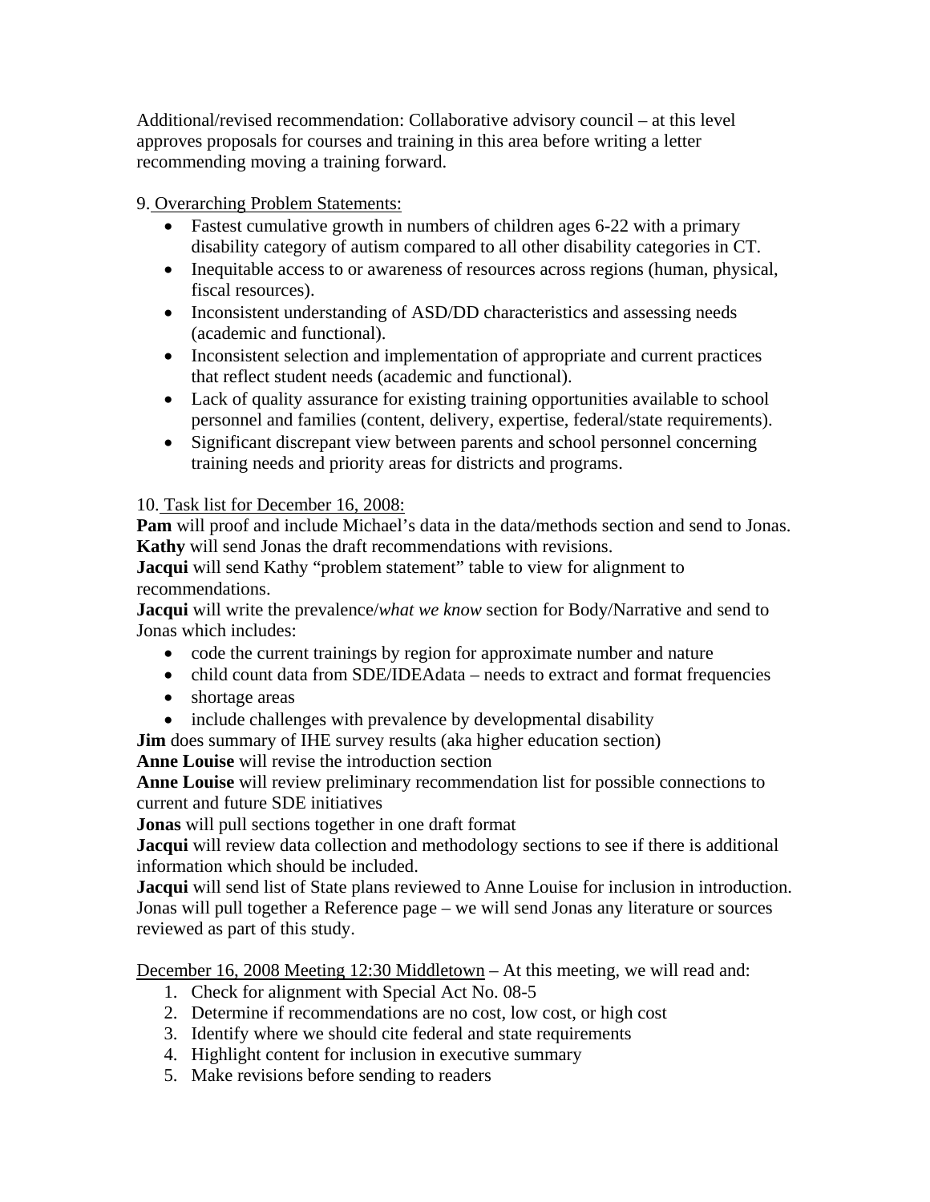Additional/revised recommendation: Collaborative advisory council – at this level approves proposals for courses and training in this area before writing a letter recommending moving a training forward.

9. Overarching Problem Statements:

- Fastest cumulative growth in numbers of children ages 6-22 with a primary disability category of autism compared to all other disability categories in CT.
- Inequitable access to or awareness of resources across regions (human, physical, fiscal resources).
- Inconsistent understanding of ASD/DD characteristics and assessing needs (academic and functional).
- Inconsistent selection and implementation of appropriate and current practices that reflect student needs (academic and functional).
- Lack of quality assurance for existing training opportunities available to school personnel and families (content, delivery, expertise, federal/state requirements).
- Significant discrepant view between parents and school personnel concerning training needs and priority areas for districts and programs.

10. Task list for December 16, 2008:

**Pam** will proof and include Michael's data in the data/methods section and send to Jonas.
**Kathy** will send Jonas the draft recommendations with revisions.
**Jacqui** will send Kathy "problem statement" table to view for alignment to recommendations.
**Jacqui** will write the prevalence/*what we know* section for Body/Narrative and send to Jonas which includes:

- code the current trainings by region for approximate number and nature
- child count data from SDE/IDEAdata – needs to extract and format frequencies
- shortage areas
- include challenges with prevalence by developmental disability

**Jim** does summary of IHE survey results (aka higher education section)
**Anne Louise** will revise the introduction section
**Anne Louise** will review preliminary recommendation list for possible connections to current and future SDE initiatives
**Jonas** will pull sections together in one draft format
**Jacqui** will review data collection and methodology sections to see if there is additional information which should be included.
**Jacqui** will send list of State plans reviewed to Anne Louise for inclusion in introduction.
Jonas will pull together a Reference page – we will send Jonas any literature or sources reviewed as part of this study.

December 16, 2008 Meeting 12:30 Middletown – At this meeting, we will read and:

1. Check for alignment with Special Act No. 08-5
2. Determine if recommendations are no cost, low cost, or high cost
3. Identify where we should cite federal and state requirements
4. Highlight content for inclusion in executive summary
5. Make revisions before sending to readers